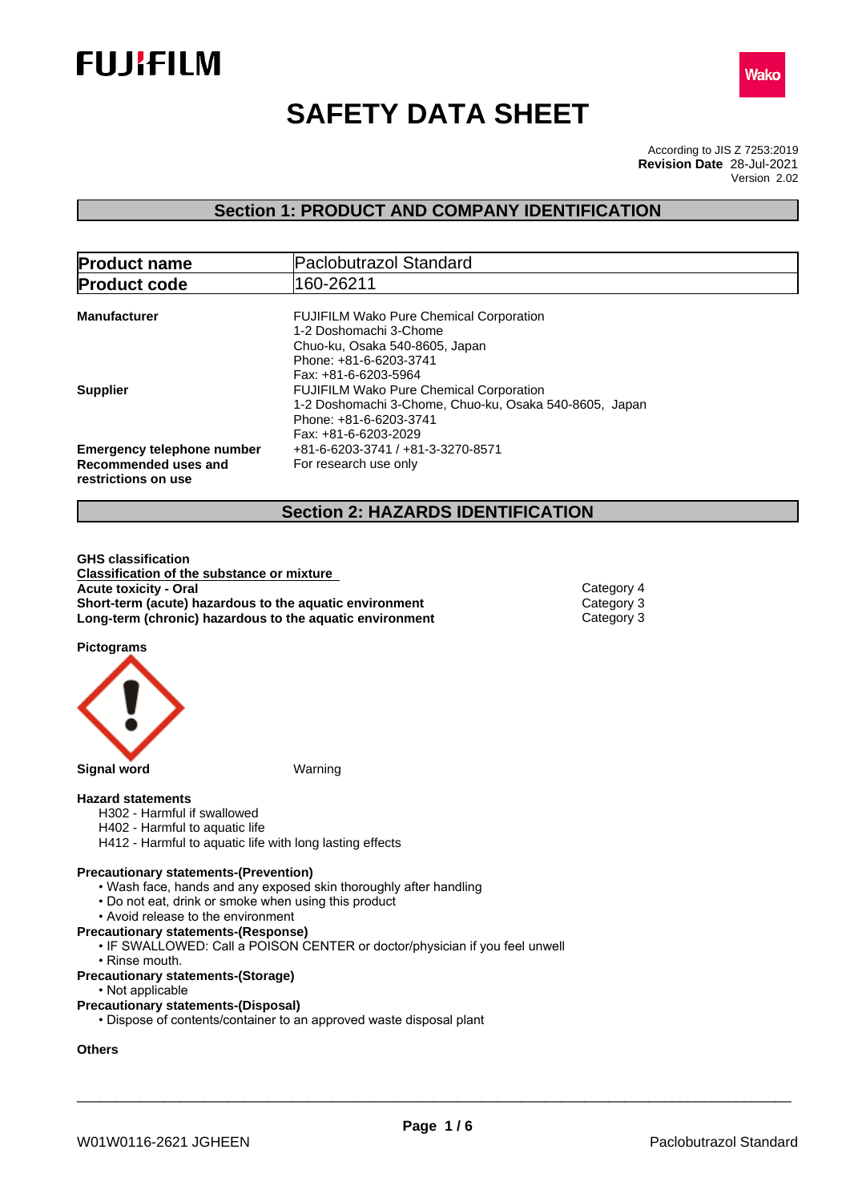# SAFETY DATA SHEET

According to JIS Z 7253:2019
**Revision Date** 28-Jul-2021
Version 2.02

## Section 1: PRODUCT AND COMPANY IDENTIFICATION

| **Product name** | Paclobutrazol Standard |
|---|---|
| **Product code** | 160-26211 |

**Manufacturer**
FUJIFILM Wako Pure Chemical Corporation
1-2 Doshomachi 3-Chome
Chuo-ku, Osaka 540-8605, Japan
Phone: +81-6-6203-3741
Fax: +81-6-6203-5964

**Supplier**
FUJIFILM Wako Pure Chemical Corporation
1-2 Doshomachi 3-Chome, Chuo-ku, Osaka 540-8605, Japan
Phone: +81-6-6203-3741
Fax: +81-6-6203-2029

**Emergency telephone number** +81-6-6203-3741 / +81-3-3270-8571

**Recommended uses and restrictions on use** For research use only

## Section 2: HAZARDS IDENTIFICATION

**GHS classification**

**Classification of the substance or mixture**

| | |
|---|---|
| **Acute toxicity - Oral** | Category 4 |
| **Short-term (acute) hazardous to the aquatic environment** | Category 3 |
| **Long-term (chronic) hazardous to the aquatic environment** | Category 3 |

**Pictograms**

**Signal word** Warning

**Hazard statements**

H302 - Harmful if swallowed
H402 - Harmful to aquatic life
H412 - Harmful to aquatic life with long lasting effects

**Precautionary statements-(Prevention)**

- Wash face, hands and any exposed skin thoroughly after handling
- Do not eat, drink or smoke when using this product
- Avoid release to the environment

**Precautionary statements-(Response)**

- IF SWALLOWED: Call a POISON CENTER or doctor/physician if you feel unwell
- Rinse mouth.

**Precautionary statements-(Storage)**

- Not applicable

**Precautionary statements-(Disposal)**

- Dispose of contents/container to an approved waste disposal plant

**Others**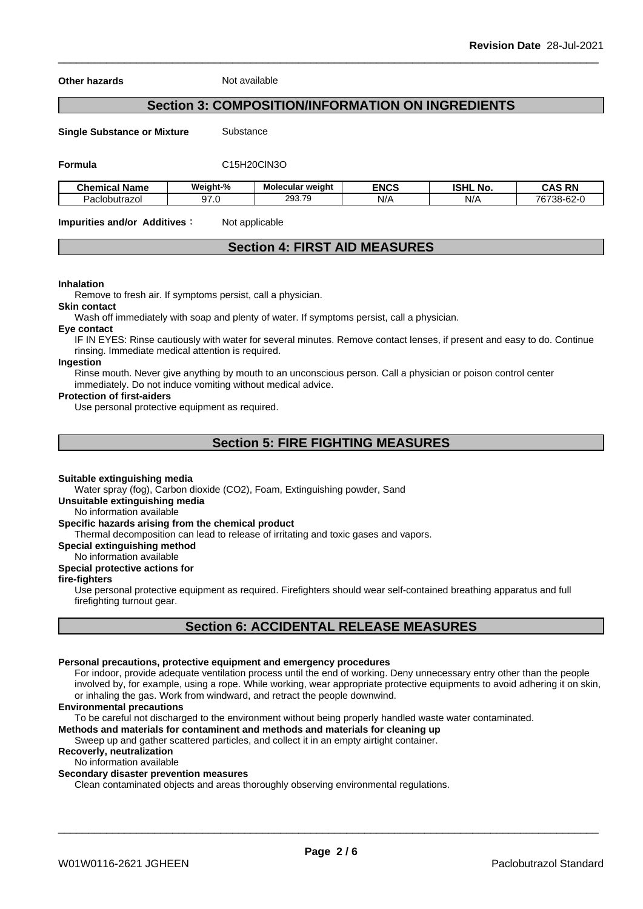**Other hazards** Not available

## Section 3: COMPOSITION/INFORMATION ON INGREDIENTS

**Single Substance or Mixture** Substance

**Formula** C15H20ClN3O

| Chemical Name | Weight-% | Molecular weight | ENCS | ISHL No. | CAS RN |
|---|---|---|---|---|---|
| Paclobutrazol | 97.0 | 293.79 | N/A | N/A | 76738-62-0 |

**Impurities and/or Additives**： Not applicable

## Section 4: FIRST AID MEASURES

**Inhalation**
Remove to fresh air. If symptoms persist, call a physician.

**Skin contact**
Wash off immediately with soap and plenty of water. If symptoms persist, call a physician.

**Eye contact**
IF IN EYES: Rinse cautiously with water for several minutes. Remove contact lenses, if present and easy to do. Continue rinsing. Immediate medical attention is required.

**Ingestion**
Rinse mouth. Never give anything by mouth to an unconscious person. Call a physician or poison control center immediately. Do not induce vomiting without medical advice.

**Protection of first-aiders**
Use personal protective equipment as required.

## Section 5: FIRE FIGHTING MEASURES

**Suitable extinguishing media**
Water spray (fog), Carbon dioxide (CO2), Foam, Extinguishing powder, Sand

**Unsuitable extinguishing media**
No information available

**Specific hazards arising from the chemical product**
Thermal decomposition can lead to release of irritating and toxic gases and vapors.

**Special extinguishing method**
No information available

**Special protective actions for fire-fighters**
Use personal protective equipment as required. Firefighters should wear self-contained breathing apparatus and full firefighting turnout gear.

## Section 6: ACCIDENTAL RELEASE MEASURES

**Personal precautions, protective equipment and emergency procedures**
For indoor, provide adequate ventilation process until the end of working. Deny unnecessary entry other than the people involved by, for example, using a rope. While working, wear appropriate protective equipments to avoid adhering it on skin, or inhaling the gas. Work from windward, and retract the people downwind.

**Environmental precautions**
To be careful not discharged to the environment without being properly handled waste water contaminated.

**Methods and materials for contaminent and methods and materials for cleaning up**
Sweep up and gather scattered particles, and collect it in an empty airtight container.

**Recoverly, neutralization**
No information available

**Secondary disaster prevention measures**
Clean contaminated objects and areas thoroughly observing environmental regulations.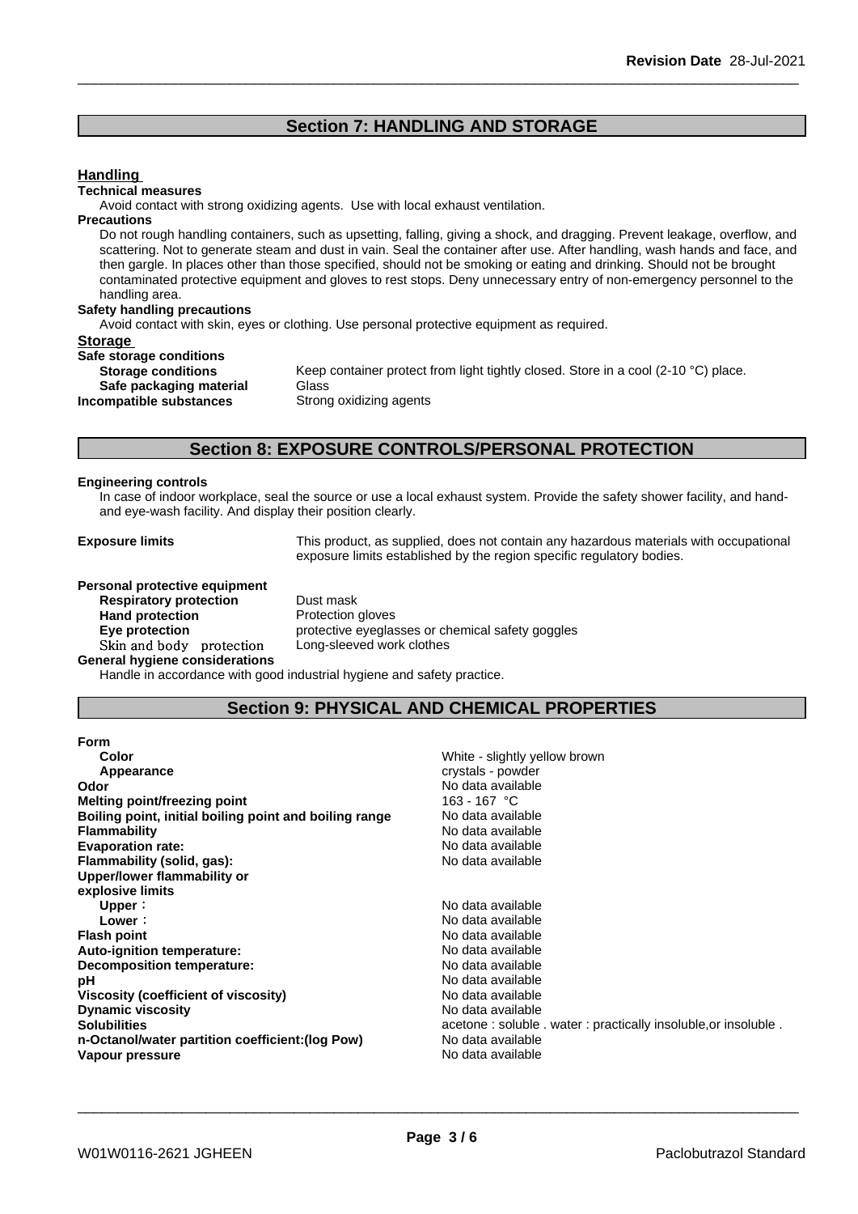## Section 7: HANDLING AND STORAGE

### Handling

**Technical measures**

Avoid contact with strong oxidizing agents. Use with local exhaust ventilation.

**Precautions**

Do not rough handling containers, such as upsetting, falling, giving a shock, and dragging. Prevent leakage, overflow, and scattering. Not to generate steam and dust in vain. Seal the container after use. After handling, wash hands and face, and then gargle. In places other than those specified, should not be smoking or eating and drinking. Should not be brought contaminated protective equipment and gloves to rest stops. Deny unnecessary entry of non-emergency personnel to the handling area.

**Safety handling precautions**

Avoid contact with skin, eyes or clothing. Use personal protective equipment as required.

### Storage

**Safe storage conditions**

| | |
|---|---|
| **Storage conditions** | Keep container protect from light tightly closed. Store in a cool (2-10 °C) place. |
| **Safe packaging material** | Glass |
| **Incompatible substances** | Strong oxidizing agents |

## Section 8: EXPOSURE CONTROLS/PERSONAL PROTECTION

**Engineering controls**

In case of indoor workplace, seal the source or use a local exhaust system. Provide the safety shower facility, and hand- and eye-wash facility. And display their position clearly.

**Exposure limits** This product, as supplied, does not contain any hazardous materials with occupational exposure limits established by the region specific regulatory bodies.

**Personal protective equipment**

| | |
|---|---|
| **Respiratory protection** | Dust mask |
| **Hand protection** | Protection gloves |
| **Eye protection** | protective eyeglasses or chemical safety goggles |
| Skin and body protection | Long-sleeved work clothes |

**General hygiene considerations**

Handle in accordance with good industrial hygiene and safety practice.

## Section 9: PHYSICAL AND CHEMICAL PROPERTIES

| | |
|---|---|
| **Form** | |
| **Color** | White - slightly yellow brown |
| **Appearance** | crystals - powder |
| **Odor** | No data available |
| **Melting point/freezing point** | 163 - 167 °C |
| **Boiling point, initial boiling point and boiling range** | No data available |
| **Flammability** | No data available |
| **Evaporation rate:** | No data available |
| **Flammability (solid, gas):** | No data available |
| **Upper/lower flammability or explosive limits** | |
| **Upper**： | No data available |
| **Lower**： | No data available |
| **Flash point** | No data available |
| **Auto-ignition temperature:** | No data available |
| **Decomposition temperature:** | No data available |
| **pH** | No data available |
| **Viscosity (coefficient of viscosity)** | No data available |
| **Dynamic viscosity** | No data available |
| **Solubilities** | acetone : soluble . water : practically insoluble,or insoluble . |
| **n-Octanol/water partition coefficient:(log Pow)** | No data available |
| **Vapour pressure** | No data available |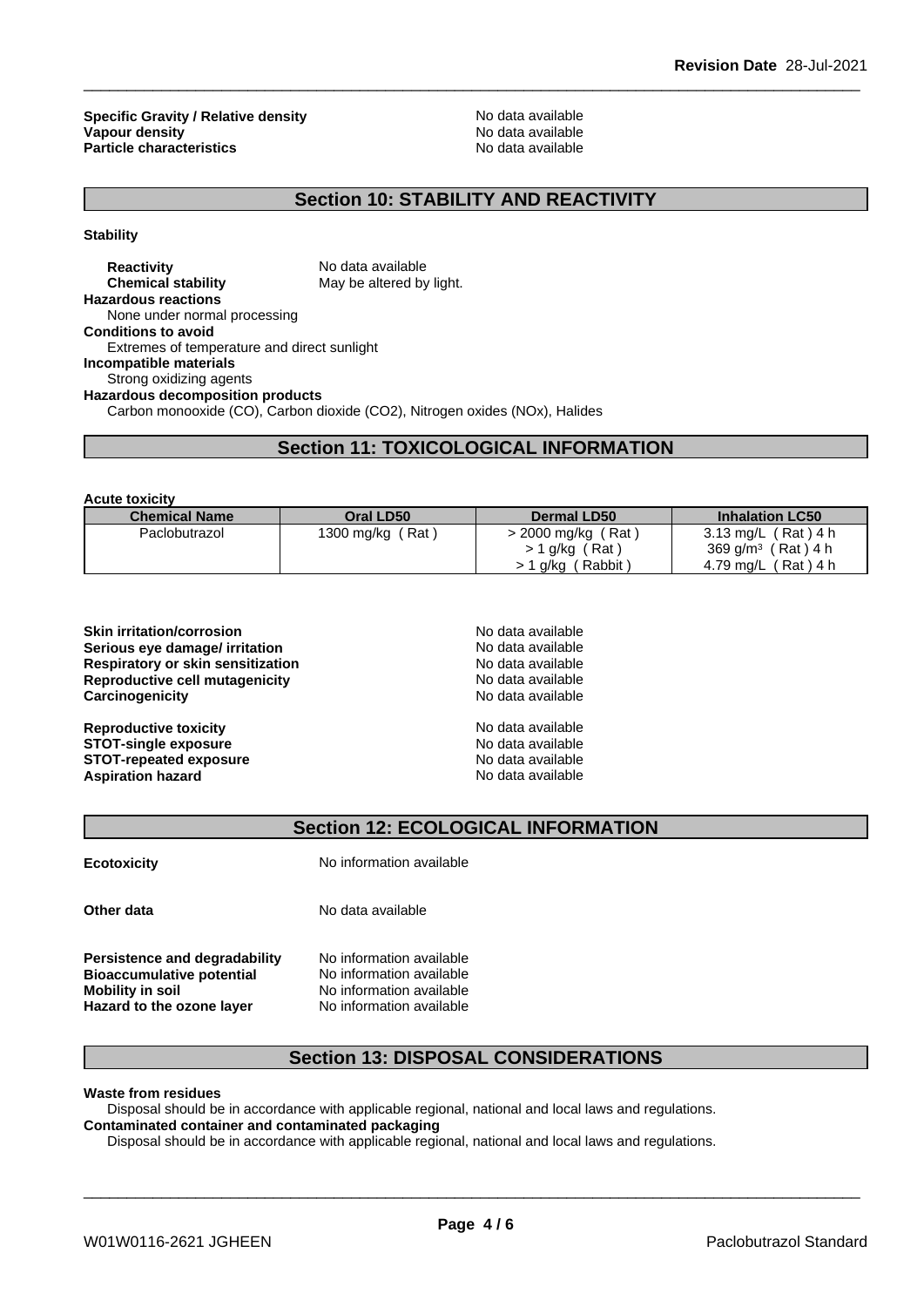| | |
|---|---|
| **Specific Gravity / Relative density** | No data available |
| **Vapour density** | No data available |
| **Particle characteristics** | No data available |

## Section 10: STABILITY AND REACTIVITY

**Stability**

| | |
|---|---|
| **Reactivity** | No data available |
| **Chemical stability** | May be altered by light. |

**Hazardous reactions**
None under normal processing

**Conditions to avoid**
Extremes of temperature and direct sunlight

**Incompatible materials**
Strong oxidizing agents

**Hazardous decomposition products**
Carbon monooxide (CO), Carbon dioxide (CO2), Nitrogen oxides (NOx), Halides

## Section 11: TOXICOLOGICAL INFORMATION

**Acute toxicity**

| Chemical Name | Oral LD50 | Dermal LD50 | Inhalation LC50 |
|---|---|---|---|
| Paclobutrazol | 1300 mg/kg ( Rat ) | > 2000 mg/kg ( Rat )<br>> 1 g/kg ( Rat )<br>> 1 g/kg ( Rabbit ) | 3.13 mg/L ( Rat ) 4 h<br>369 g/m³ ( Rat ) 4 h<br>4.79 mg/L ( Rat ) 4 h |

| | |
|---|---|
| **Skin irritation/corrosion** | No data available |
| **Serious eye damage/ irritation** | No data available |
| **Respiratory or skin sensitization** | No data available |
| **Reproductive cell mutagenicity** | No data available |
| **Carcinogenicity** | No data available |
| **Reproductive toxicity** | No data available |
| **STOT-single exposure** | No data available |
| **STOT-repeated exposure** | No data available |
| **Aspiration hazard** | No data available |

## Section 12: ECOLOGICAL INFORMATION

| | |
|---|---|
| **Ecotoxicity** | No information available |
| **Other data** | No data available |
| **Persistence and degradability** | No information available |
| **Bioaccumulative potential** | No information available |
| **Mobility in soil** | No information available |
| **Hazard to the ozone layer** | No information available |

## Section 13: DISPOSAL CONSIDERATIONS

**Waste from residues**
Disposal should be in accordance with applicable regional, national and local laws and regulations.

**Contaminated container and contaminated packaging**
Disposal should be in accordance with applicable regional, national and local laws and regulations.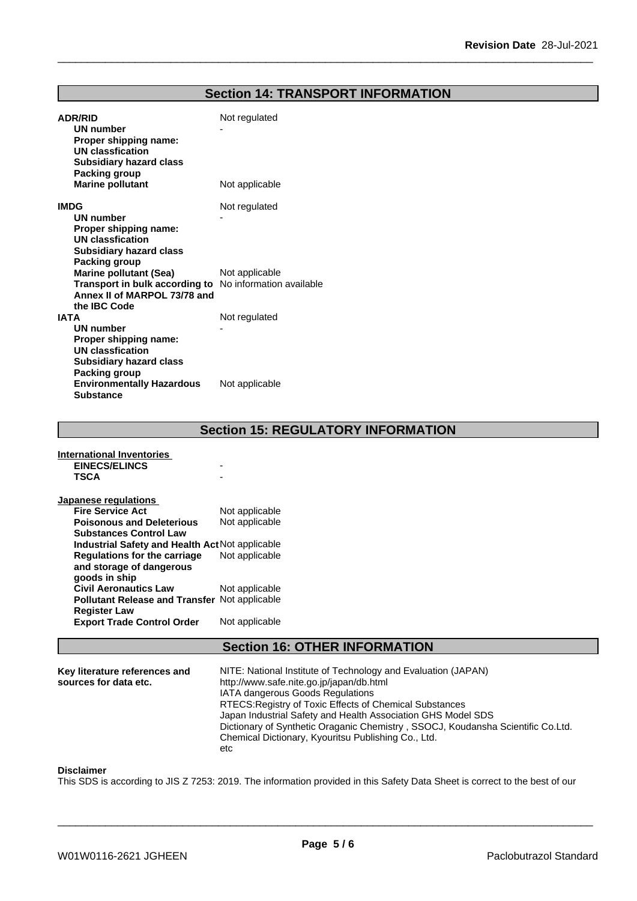## Section 14: TRANSPORT INFORMATION

| | |
|---|---|
| **ADR/RID** | Not regulated |
| **UN number** | - |
| **Proper shipping name:** | |
| **UN classfication** | |
| **Subsidiary hazard class** | |
| **Packing group** | |
| **Marine pollutant** | Not applicable |

| | |
|---|---|
| **IMDG** | Not regulated |
| **UN number** | - |
| **Proper shipping name:** | |
| **UN classfication** | |
| **Subsidiary hazard class** | |
| **Packing group** | |
| **Marine pollutant (Sea)** | Not applicable |
| **Transport in bulk according to Annex II of MARPOL 73/78 and the IBC Code** | No information available |

| | |
|---|---|
| **IATA** | Not regulated |
| **UN number** | - |
| **Proper shipping name:** | |
| **UN classfication** | |
| **Subsidiary hazard class** | |
| **Packing group** | |
| **Environmentally Hazardous Substance** | Not applicable |

## Section 15: REGULATORY INFORMATION

**International Inventories**

| | |
|---|---|
| **EINECS/ELINCS** | - |
| **TSCA** | - |

**Japanese regulations**

| | |
|---|---|
| **Fire Service Act** | Not applicable |
| **Poisonous and Deleterious Substances Control Law** | Not applicable |
| **Industrial Safety and Health Act** | Not applicable |
| **Regulations for the carriage and storage of dangerous goods in ship** | Not applicable |
| **Civil Aeronautics Law** | Not applicable |
| **Pollutant Release and Transfer Register Law** | Not applicable |
| **Export Trade Control Order** | Not applicable |

## Section 16: OTHER INFORMATION

**Key literature references and sources for data etc.**

NITE: National Institute of Technology and Evaluation (JAPAN)
http://www.safe.nite.go.jp/japan/db.html
IATA dangerous Goods Regulations
RTECS:Registry of Toxic Effects of Chemical Substances
Japan Industrial Safety and Health Association GHS Model SDS
Dictionary of Synthetic Oraganic Chemistry , SSOCJ, Koudansha Scientific Co.Ltd.
Chemical Dictionary, Kyouritsu Publishing Co., Ltd.
etc

**Disclaimer**

This SDS is according to JIS Z 7253: 2019. The information provided in this Safety Data Sheet is correct to the best of our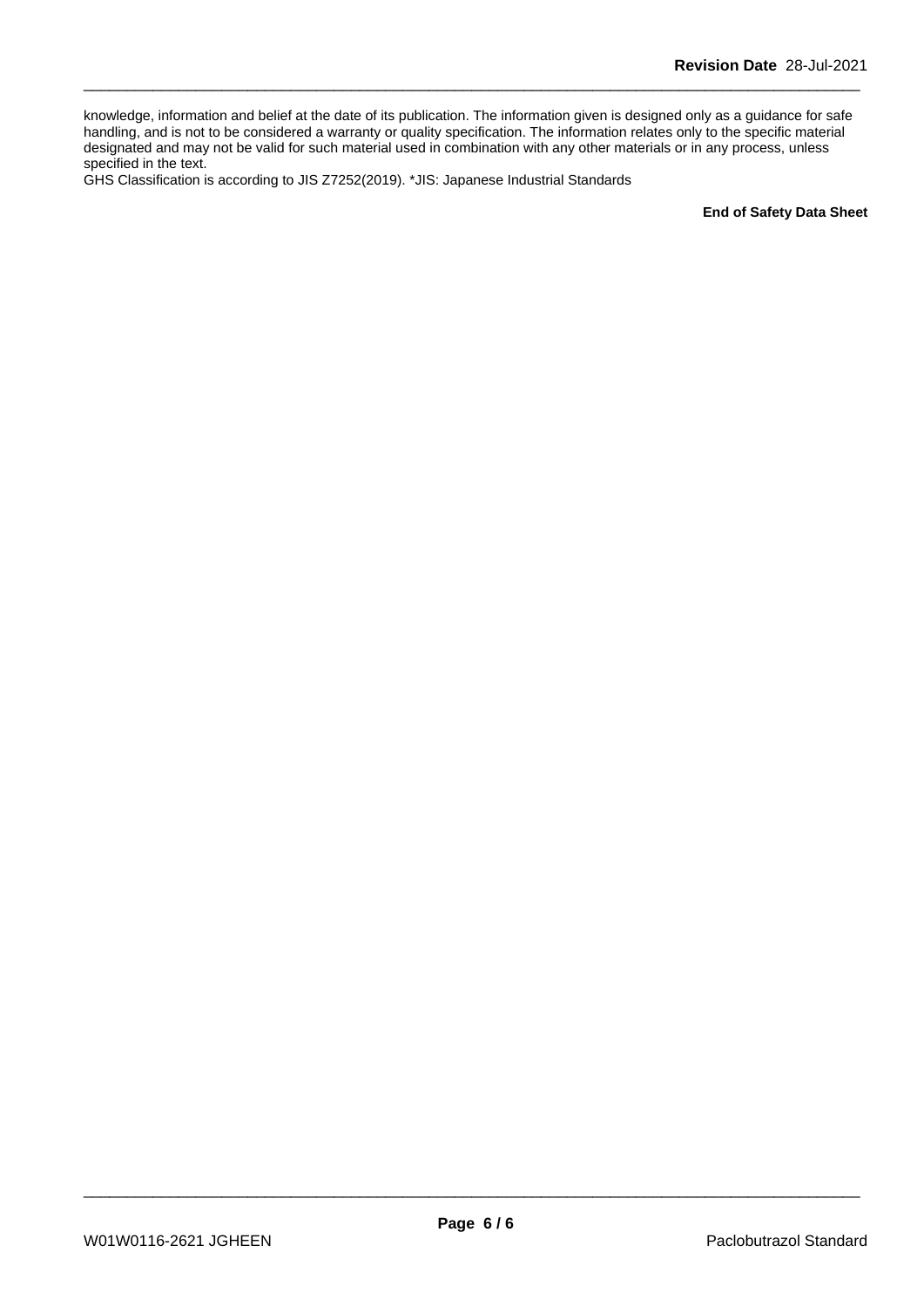knowledge, information and belief at the date of its publication. The information given is designed only as a guidance for safe handling, and is not to be considered a warranty or quality specification. The information relates only to the specific material designated and may not be valid for such material used in combination with any other materials or in any process, unless specified in the text.
GHS Classification is according to JIS Z7252(2019). *JIS: Japanese Industrial Standards

**End of Safety Data Sheet**